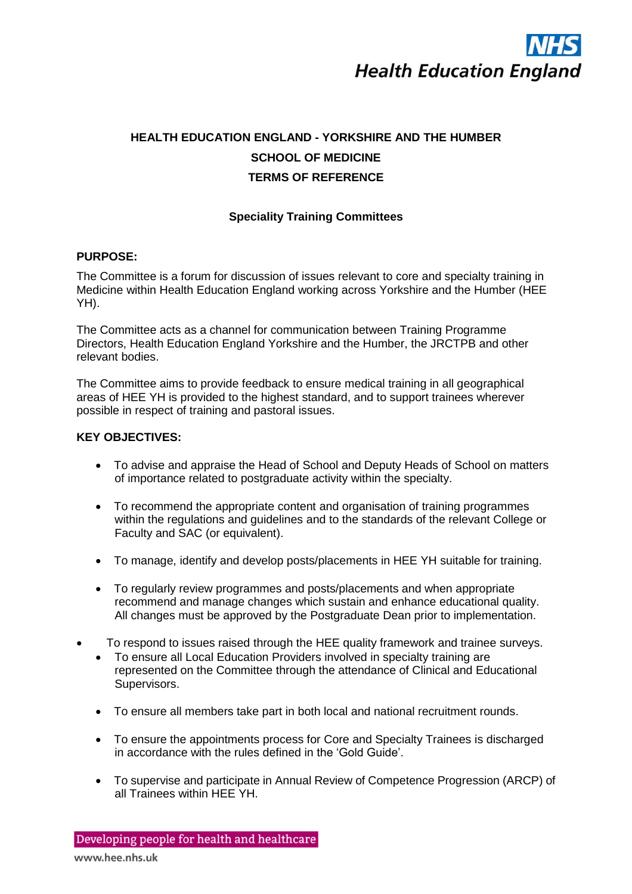# HEALTH EDUCATION ENGLAND - YORKSHIRE AND THE HUMBER

# SCHOOL OF MEDICINE

# TERMS OF REFERENCE

## Speciality Training Committees

**PURPOSE:**

The Committee is a forum for discussion of issues relevant to core and specialty training in Medicine within Health Education England working across Yorkshire and the Humber (HEE YH).

The Committee acts as a channel for communication between Training Programme Directors, Health Education England Yorkshire and the Humber, the JRCTPB and other relevant bodies.

The Committee aims to provide feedback to ensure medical training in all geographical areas of HEE YH is provided to the highest standard, and to support trainees wherever possible in respect of training and pastoral issues.

**KEY OBJECTIVES:**

- To advise and appraise the Head of School and Deputy Heads of School on matters of importance related to postgraduate activity within the specialty.
- To recommend the appropriate content and organisation of training programmes within the regulations and guidelines and to the standards of the relevant College or Faculty and SAC (or equivalent).
- To manage, identify and develop posts/placements in HEE YH suitable for training.
- To regularly review programmes and posts/placements and when appropriate recommend and manage changes which sustain and enhance educational quality. All changes must be approved by the Postgraduate Dean prior to implementation.
- To respond to issues raised through the HEE quality framework and trainee surveys.
- To ensure all Local Education Providers involved in specialty training are represented on the Committee through the attendance of Clinical and Educational Supervisors.
- To ensure all members take part in both local and national recruitment rounds.
- To ensure the appointments process for Core and Specialty Trainees is discharged in accordance with the rules defined in the 'Gold Guide'.
- To supervise and participate in Annual Review of Competence Progression (ARCP) of all Trainees within HEE YH.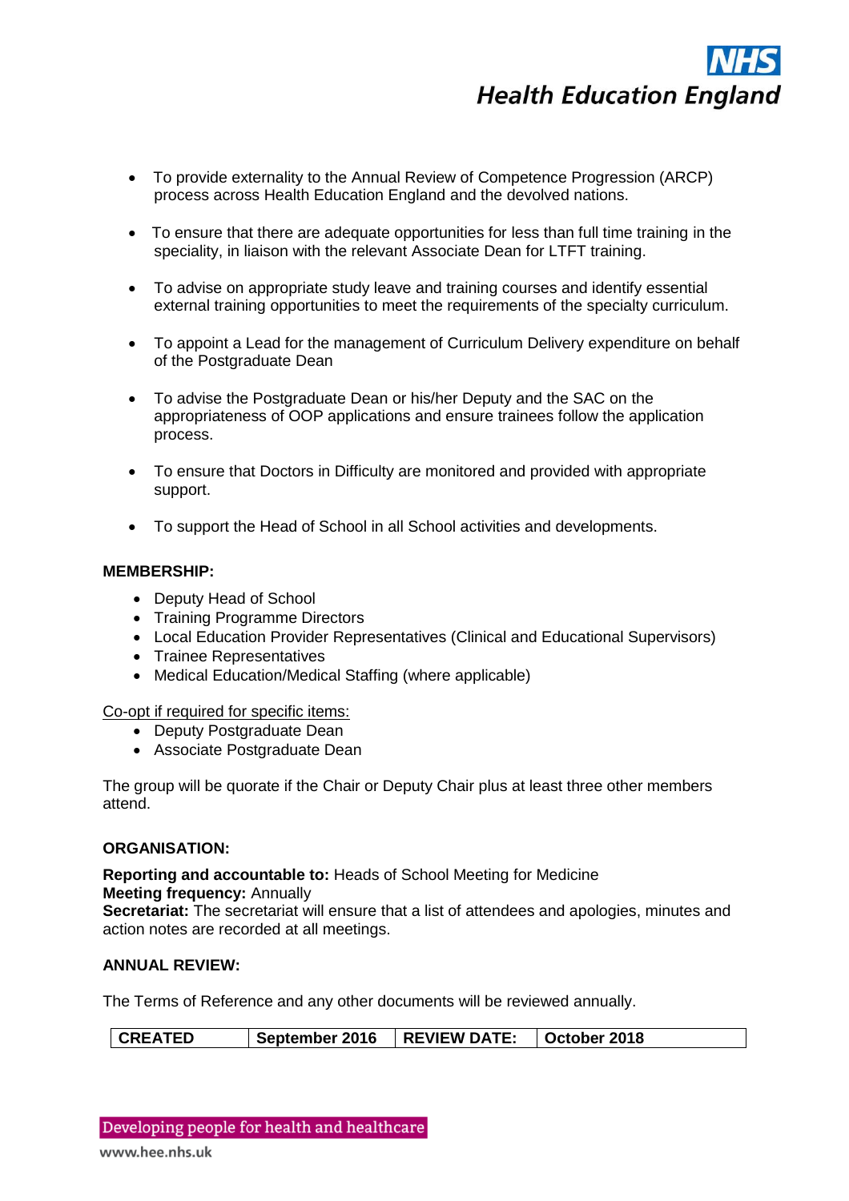- To provide externality to the Annual Review of Competence Progression (ARCP) process across Health Education England and the devolved nations.

- To ensure that there are adequate opportunities for less than full time training in the speciality, in liaison with the relevant Associate Dean for LTFT training.

- To advise on appropriate study leave and training courses and identify essential external training opportunities to meet the requirements of the specialty curriculum.

- To appoint a Lead for the management of Curriculum Delivery expenditure on behalf of the Postgraduate Dean

- To advise the Postgraduate Dean or his/her Deputy and the SAC on the appropriateness of OOP applications and ensure trainees follow the application process.

- To ensure that Doctors in Difficulty are monitored and provided with appropriate support.

- To support the Head of School in all School activities and developments.

**MEMBERSHIP:**

- Deputy Head of School
- Training Programme Directors
- Local Education Provider Representatives (Clinical and Educational Supervisors)
- Trainee Representatives
- Medical Education/Medical Staffing (where applicable)

<u>Co-opt if required for specific items:</u>

- Deputy Postgraduate Dean
- Associate Postgraduate Dean

The group will be quorate if the Chair or Deputy Chair plus at least three other members attend.

**ORGANISATION:**

**Reporting and accountable to:** Heads of School Meeting for Medicine
**Meeting frequency:** Annually
**Secretariat:** The secretariat will ensure that a list of attendees and apologies, minutes and action notes are recorded at all meetings.

**ANNUAL REVIEW:**

The Terms of Reference and any other documents will be reviewed annually.

| | | | |
|---|---|---|---|
| **CREATED** | **September 2016** | **REVIEW DATE:** | **October 2018** |